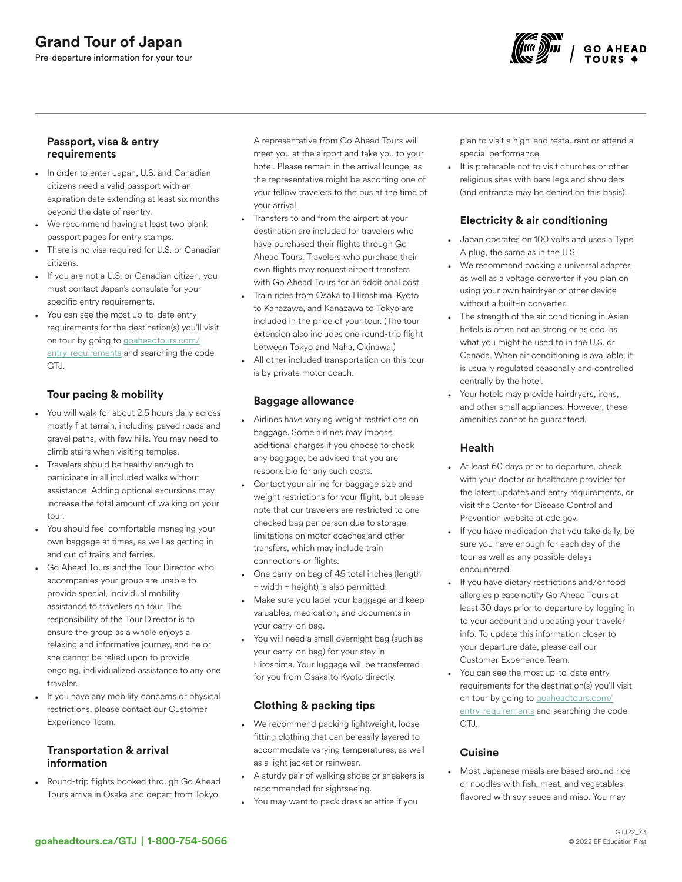# Grand Tour of Japan

Pre-departure information for your tour

## Passport, visa & entry requirements

- In order to enter Japan, U.S. and Canadian citizens need a valid passport with an expiration date extending at least six months beyond the date of reentry.
- We recommend having at least two blank passport pages for entry stamps.
- There is no visa required for U.S. or Canadian citizens.
- If you are not a U.S. or Canadian citizen, you must contact Japan's consulate for your specific entry requirements.
- You can see the most up-to-date entry requirements for the destination(s) you'll visit on tour by going to goaheadtours.com/entry-requirements and searching the code GTJ.

## Tour pacing & mobility

- You will walk for about 2.5 hours daily across mostly flat terrain, including paved roads and gravel paths, with few hills. You may need to climb stairs when visiting temples.
- Travelers should be healthy enough to participate in all included walks without assistance. Adding optional excursions may increase the total amount of walking on your tour.
- You should feel comfortable managing your own baggage at times, as well as getting in and out of trains and ferries.
- Go Ahead Tours and the Tour Director who accompanies your group are unable to provide special, individual mobility assistance to travelers on tour. The responsibility of the Tour Director is to ensure the group as a whole enjoys a relaxing and informative journey, and he or she cannot be relied upon to provide ongoing, individualized assistance to any one traveler.
- If you have any mobility concerns or physical restrictions, please contact our Customer Experience Team.

## Transportation & arrival information

- Round-trip flights booked through Go Ahead Tours arrive in Osaka and depart from Tokyo. A representative from Go Ahead Tours will meet you at the airport and take you to your hotel. Please remain in the arrival lounge, as the representative might be escorting one of your fellow travelers to the bus at the time of your arrival.
- Transfers to and from the airport at your destination are included for travelers who have purchased their flights through Go Ahead Tours. Travelers who purchase their own flights may request airport transfers with Go Ahead Tours for an additional cost.
- Train rides from Osaka to Hiroshima, Kyoto to Kanazawa, and Kanazawa to Tokyo are included in the price of your tour. (The tour extension also includes one round-trip flight between Tokyo and Naha, Okinawa.)
- All other included transportation on this tour is by private motor coach.

## Baggage allowance

- Airlines have varying weight restrictions on baggage. Some airlines may impose additional charges if you choose to check any baggage; be advised that you are responsible for any such costs.
- Contact your airline for baggage size and weight restrictions for your flight, but please note that our travelers are restricted to one checked bag per person due to storage limitations on motor coaches and other transfers, which may include train connections or flights.
- One carry-on bag of 45 total inches (length + width + height) is also permitted.
- Make sure you label your baggage and keep valuables, medication, and documents in your carry-on bag.
- You will need a small overnight bag (such as your carry-on bag) for your stay in Hiroshima. Your luggage will be transferred for you from Osaka to Kyoto directly.

## Clothing & packing tips

- We recommend packing lightweight, loose-fitting clothing that can be easily layered to accommodate varying temperatures, as well as a light jacket or rainwear.
- A sturdy pair of walking shoes or sneakers is recommended for sightseeing.
- You may want to pack dressier attire if you plan to visit a high-end restaurant or attend a special performance.
- It is preferable not to visit churches or other religious sites with bare legs and shoulders (and entrance may be denied on this basis).

## Electricity & air conditioning

- Japan operates on 100 volts and uses a Type A plug, the same as in the U.S.
- We recommend packing a universal adapter, as well as a voltage converter if you plan on using your own hairdryer or other device without a built-in converter.
- The strength of the air conditioning in Asian hotels is often not as strong or as cool as what you might be used to in the U.S. or Canada. When air conditioning is available, it is usually regulated seasonally and controlled centrally by the hotel.
- Your hotels may provide hairdryers, irons, and other small appliances. However, these amenities cannot be guaranteed.

## Health

- At least 60 days prior to departure, check with your doctor or healthcare provider for the latest updates and entry requirements, or visit the Center for Disease Control and Prevention website at cdc.gov.
- If you have medication that you take daily, be sure you have enough for each day of the tour as well as any possible delays encountered.
- If you have dietary restrictions and/or food allergies please notify Go Ahead Tours at least 30 days prior to departure by logging in to your account and updating your traveler info. To update this information closer to your departure date, please call our Customer Experience Team.
- You can see the most up-to-date entry requirements for the destination(s) you'll visit on tour by going to goaheadtours.com/entry-requirements and searching the code GTJ.

## Cuisine

- Most Japanese meals are based around rice or noodles with fish, meat, and vegetables flavored with soy sauce and miso. You may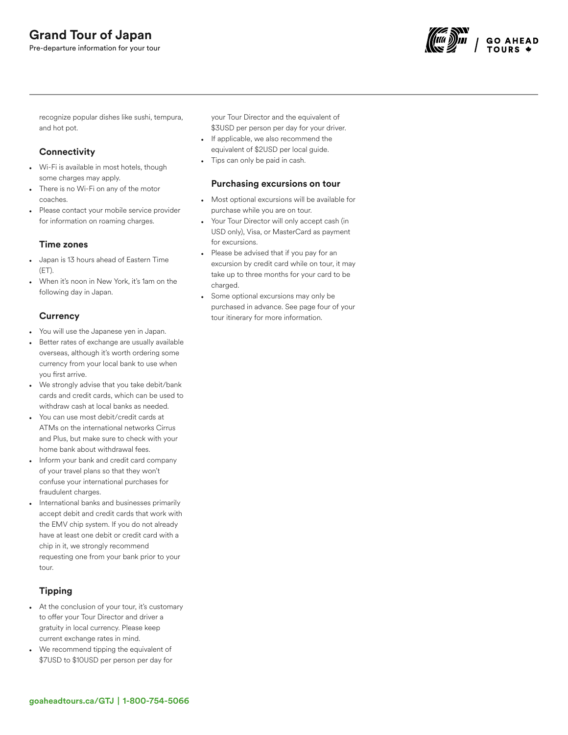recognize popular dishes like sushi, tempura, and hot pot.

### Connectivity

- Wi-Fi is available in most hotels, though some charges may apply.
- There is no Wi-Fi on any of the motor coaches.
- Please contact your mobile service provider for information on roaming charges.

### Time zones

- Japan is 13 hours ahead of Eastern Time (ET).
- When it's noon in New York, it's 1am on the following day in Japan.

### Currency

- You will use the Japanese yen in Japan.
- Better rates of exchange are usually available overseas, although it's worth ordering some currency from your local bank to use when you first arrive.
- We strongly advise that you take debit/bank cards and credit cards, which can be used to withdraw cash at local banks as needed.
- You can use most debit/credit cards at ATMs on the international networks Cirrus and Plus, but make sure to check with your home bank about withdrawal fees.
- Inform your bank and credit card company of your travel plans so that they won't confuse your international purchases for fraudulent charges.
- International banks and businesses primarily accept debit and credit cards that work with the EMV chip system. If you do not already have at least one debit or credit card with a chip in it, we strongly recommend requesting one from your bank prior to your tour.

### Tipping

- At the conclusion of your tour, it's customary to offer your Tour Director and driver a gratuity in local currency. Please keep current exchange rates in mind.
- We recommend tipping the equivalent of $7USD to $10USD per person per day for your Tour Director and the equivalent of $3USD per person per day for your driver.
- If applicable, we also recommend the equivalent of $2USD per local guide.
- Tips can only be paid in cash.

### Purchasing excursions on tour

- Most optional excursions will be available for purchase while you are on tour.
- Your Tour Director will only accept cash (in USD only), Visa, or MasterCard as payment for excursions.
- Please be advised that if you pay for an excursion by credit card while on tour, it may take up to three months for your card to be charged.
- Some optional excursions may only be purchased in advance. See page four of your tour itinerary for more information.